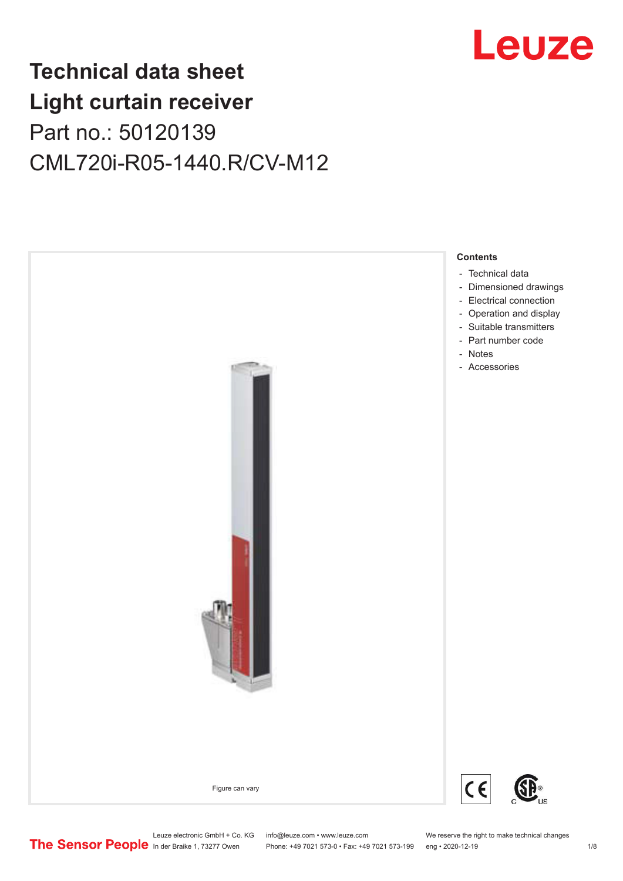# Technical data sheet
# Light curtain receiver
## Part no.: 50120139
## CML720i-R05-1440.R/CV-M12

Leuze

Figure can vary

**Contents**

- Technical data
- Dimensioned drawings
- Electrical connection
- Operation and display
- Suitable transmitters
- Part number code
- Notes
- Accessories

The Sensor People

Leuze electronic GmbH + Co. KG
In der Braike 1, 73277 Owen

info@leuze.com • www.leuze.com
Phone: +49 7021 573-0 • Fax: +49 7021 573-199

We reserve the right to make technical changes
eng • 2020-12-19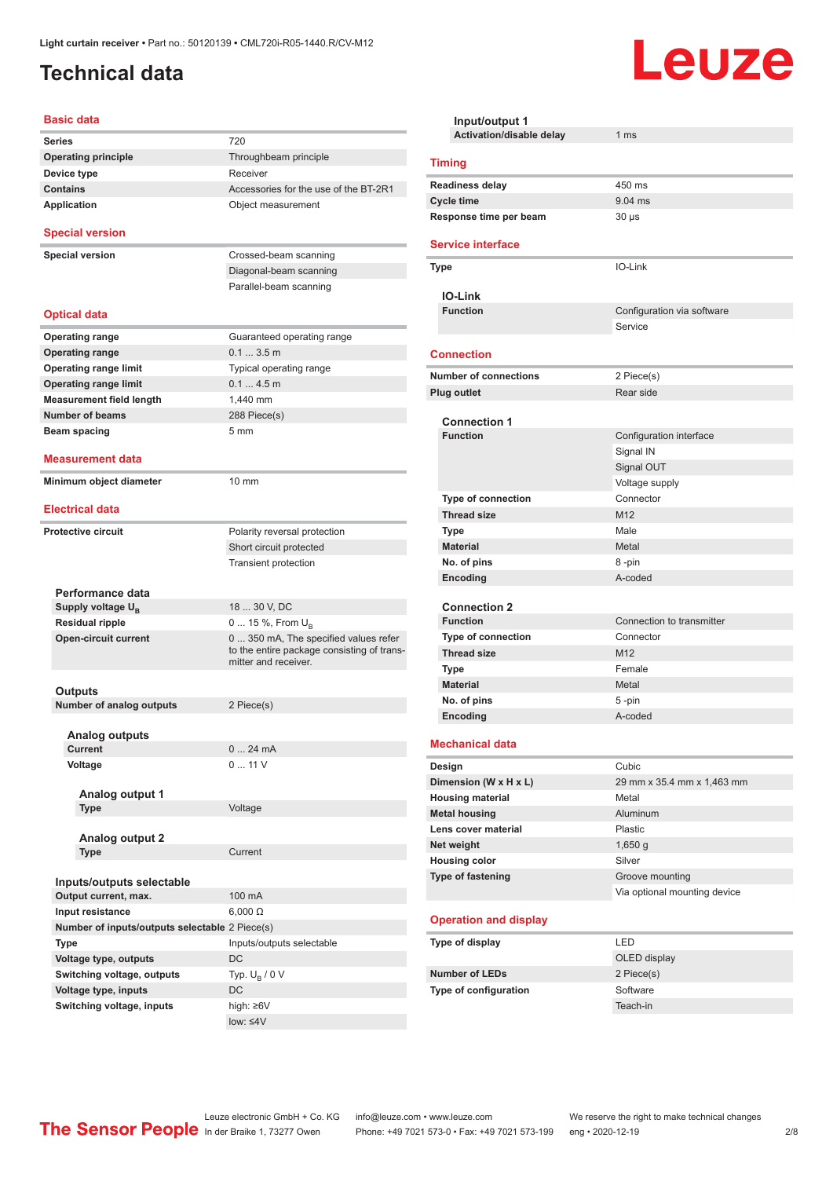Light curtain receiver • Part no.: 50120139 • CML720i-R05-1440.R/CV-M12

# Technical data

## Basic data

| | |
|---|---|
| Series | 720 |
| Operating principle | Throughbeam principle |
| Device type | Receiver |
| Contains | Accessories for the use of the BT-2R1 |
| Application | Object measurement |

## Special version

| | |
|---|---|
| Special version | Crossed-beam scanning |
| | Diagonal-beam scanning |
| | Parallel-beam scanning |

## Optical data

| | |
|---|---|
| Operating range | Guaranteed operating range |
| Operating range | 0.1 ... 3.5 m |
| Operating range limit | Typical operating range |
| Operating range limit | 0.1 ... 4.5 m |
| Measurement field length | 1,440 mm |
| Number of beams | 288 Piece(s) |
| Beam spacing | 5 mm |

## Measurement data

| | |
|---|---|
| Minimum object diameter | 10 mm |

## Electrical data

| | |
|---|---|
| Protective circuit | Polarity reversal protection |
| | Short circuit protected |
| | Transient protection |

### Performance data

| | |
|---|---|
| Supply voltage $U_B$ | 18 ... 30 V, DC |
| Residual ripple | 0 ... 15 %, From $U_B$ |
| Open-circuit current | 0 ... 350 mA, The specified values refer to the entire package consisting of transmitter and receiver. |

### Outputs

| | |
|---|---|
| Number of analog outputs | 2 Piece(s) |

#### Analog outputs

| | |
|---|---|
| Current | 0 ... 24 mA |
| Voltage | 0 ... 11 V |

##### Analog output 1

| | |
|---|---|
| Type | Voltage |

##### Analog output 2

| | |
|---|---|
| Type | Current |

### Inputs/outputs selectable

| | |
|---|---|
| Output current, max. | 100 mA |
| Input resistance | 6,000 Ω |
| Number of inputs/outputs selectable | 2 Piece(s) |
| Type | Inputs/outputs selectable |
| Voltage type, outputs | DC |
| Switching voltage, outputs | Typ. $U_B$ / 0 V |
| Voltage type, inputs | DC |
| Switching voltage, inputs | high: ≥6V |
| | low: ≤4V |

### Input/output 1

| | |
|---|---|
| Activation/disable delay | 1 ms |

## Timing

| | |
|---|---|
| Readiness delay | 450 ms |
| Cycle time | 9.04 ms |
| Response time per beam | 30 µs |

## Service interface

| | |
|---|---|
| Type | IO-Link |

### IO-Link

| | |
|---|---|
| Function | Configuration via software |
| | Service |

## Connection

| | |
|---|---|
| Number of connections | 2 Piece(s) |
| Plug outlet | Rear side |

### Connection 1

| | |
|---|---|
| Function | Configuration interface |
| | Signal IN |
| | Signal OUT |
| | Voltage supply |
| Type of connection | Connector |
| Thread size | M12 |
| Type | Male |
| Material | Metal |
| No. of pins | 8 -pin |
| Encoding | A-coded |

### Connection 2

| | |
|---|---|
| Function | Connection to transmitter |
| Type of connection | Connector |
| Thread size | M12 |
| Type | Female |
| Material | Metal |
| No. of pins | 5 -pin |
| Encoding | A-coded |

## Mechanical data

| | |
|---|---|
| Design | Cubic |
| Dimension (W x H x L) | 29 mm x 35.4 mm x 1,463 mm |
| Housing material | Metal |
| Metal housing | Aluminum |
| Lens cover material | Plastic |
| Net weight | 1,650 g |
| Housing color | Silver |
| Type of fastening | Groove mounting |
| | Via optional mounting device |

## Operation and display

| | |
|---|---|
| Type of display | LED |
| | OLED display |
| Number of LEDs | 2 Piece(s) |
| Type of configuration | Software |
| | Teach-in |

The Sensor People

Leuze electronic GmbH + Co. KG
In der Braike 1, 73277 Owen

info@leuze.com • www.leuze.com
Phone: +49 7021 573-0 • Fax: +49 7021 573-199

We reserve the right to make technical changes
eng • 2020-12-19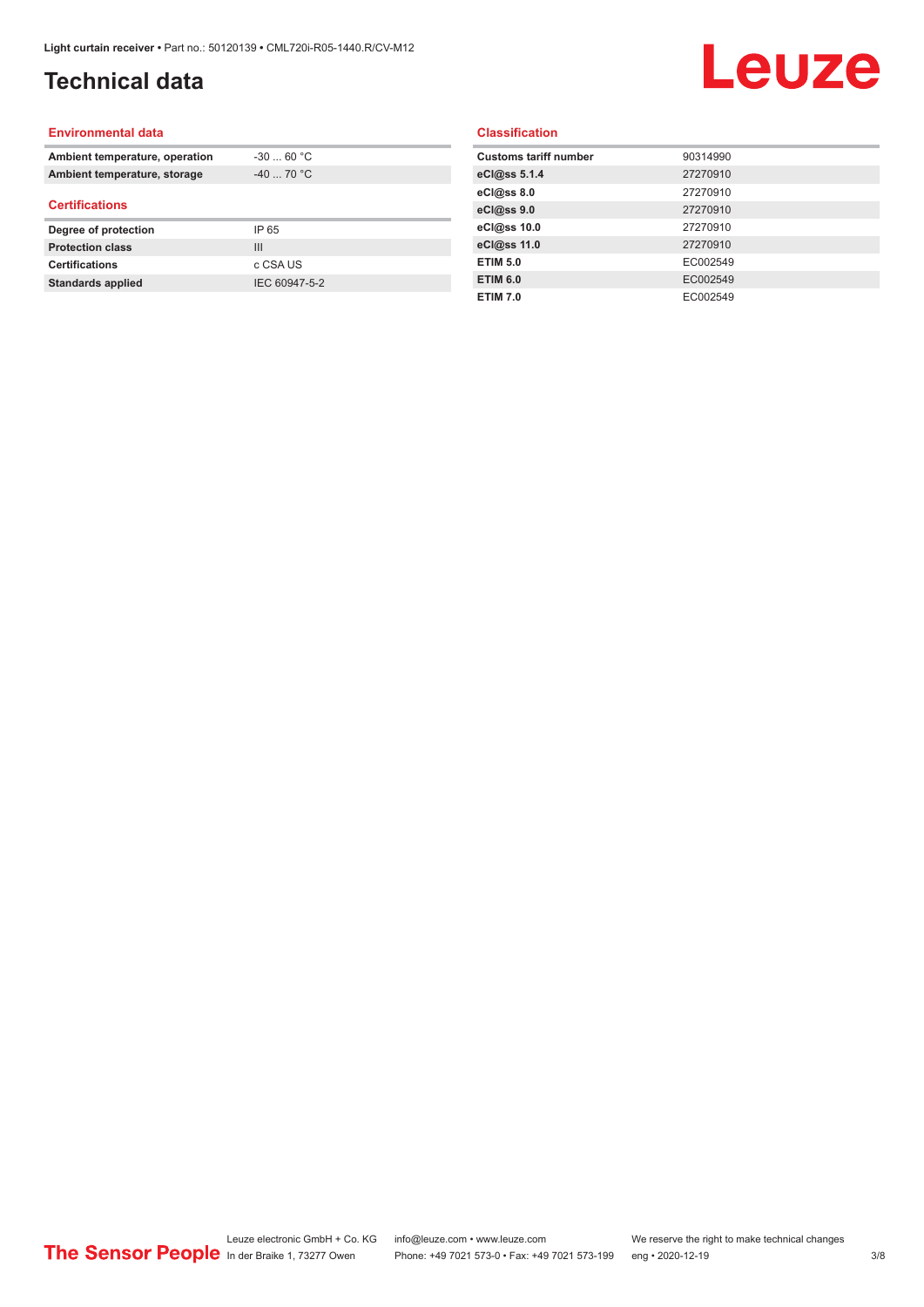# Technical data

## Environmental data

| | |
|---|---|
| **Ambient temperature, operation** | -30 ... 60 °C |
| **Ambient temperature, storage** | -40 ... 70 °C |

## Certifications

| | |
|---|---|
| **Degree of protection** | IP 65 |
| **Protection class** | III |
| **Certifications** | c CSA US |
| **Standards applied** | IEC 60947-5-2 |

## Classification

| | |
|---|---|
| **Customs tariff number** | 90314990 |
| **eCl@ss 5.1.4** | 27270910 |
| **eCl@ss 8.0** | 27270910 |
| **eCl@ss 9.0** | 27270910 |
| **eCl@ss 10.0** | 27270910 |
| **eCl@ss 11.0** | 27270910 |
| **ETIM 5.0** | EC002549 |
| **ETIM 6.0** | EC002549 |
| **ETIM 7.0** | EC002549 |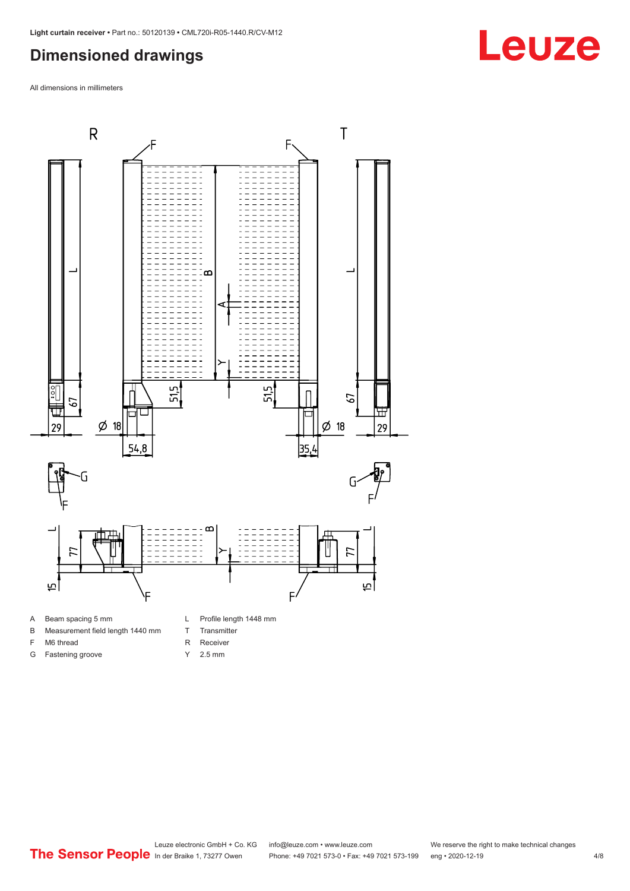## Dimensioned drawings

All dimensions in millimeters

| | | | |
|---|---|---|---|
| A | Beam spacing 5 mm | L | Profile length 1448 mm |
| B | Measurement field length 1440 mm | T | Transmitter |
| F | M6 thread | R | Receiver |
| G | Fastening groove | Y | 2.5 mm |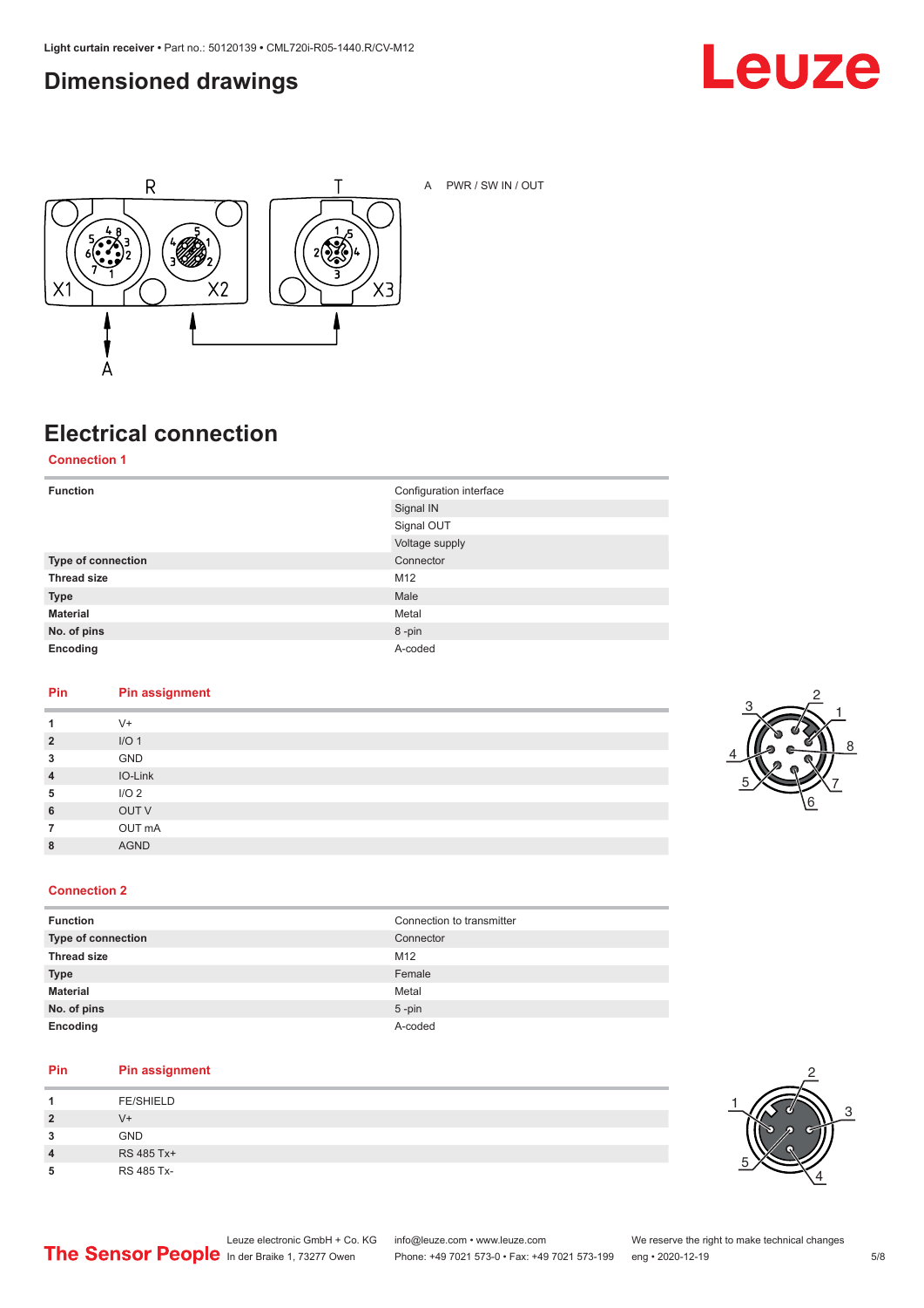## Dimensioned drawings

A PWR / SW IN / OUT

## Electrical connection

### Connection 1

| | |
|---|---|
| **Function** | Configuration interface |
| | Signal IN |
| | Signal OUT |
| | Voltage supply |
| **Type of connection** | Connector |
| **Thread size** | M12 |
| **Type** | Male |
| **Material** | Metal |
| **No. of pins** | 8 -pin |
| **Encoding** | A-coded |

| Pin | Pin assignment |
|---|---|
| 1 | V+ |
| 2 | I/O 1 |
| 3 | GND |
| 4 | IO-Link |
| 5 | I/O 2 |
| 6 | OUT V |
| 7 | OUT mA |
| 8 | AGND |

### Connection 2

| | |
|---|---|
| **Function** | Connection to transmitter |
| **Type of connection** | Connector |
| **Thread size** | M12 |
| **Type** | Female |
| **Material** | Metal |
| **No. of pins** | 5 -pin |
| **Encoding** | A-coded |

| Pin | Pin assignment |
|---|---|
| 1 | FE/SHIELD |
| 2 | V+ |
| 3 | GND |
| 4 | RS 485 Tx+ |
| 5 | RS 485 Tx- |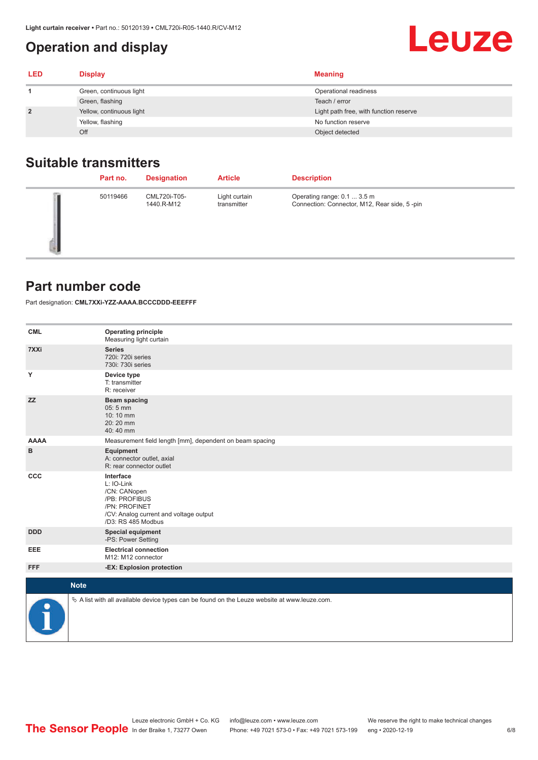# Operation and display

| LED | Display | Meaning |
|---|---|---|
| 1 | Green, continuous light | Operational readiness |
| | Green, flashing | Teach / error |
| 2 | Yellow, continuous light | Light path free, with function reserve |
| | Yellow, flashing | No function reserve |
| | Off | Object detected |

## Suitable transmitters

| | Part no. | Designation | Article | Description |
|---|---|---|---|---|
| | 50119466 | CML720i-T05-1440.R-M12 | Light curtain transmitter | Operating range: 0.1 ... 3.5 m<br>Connection: Connector, M12, Rear side, 5 -pin |

## Part number code

Part designation: **CML7XXi-YZZ-AAAA.BCCCDDD-EEEFFF**

| | |
|---|---|
| **CML** | **Operating principle**<br>Measuring light curtain |
| **7XXi** | **Series**<br>720i: 720i series<br>730i: 730i series |
| **Y** | **Device type**<br>T: transmitter<br>R: receiver |
| **ZZ** | **Beam spacing**<br>05: 5 mm<br>10: 10 mm<br>20: 20 mm<br>40: 40 mm |
| **AAAA** | Measurement field length [mm], dependent on beam spacing |
| **B** | **Equipment**<br>A: connector outlet, axial<br>R: rear connector outlet |
| **CCC** | **Interface**<br>L: IO-Link<br>/CN: CANopen<br>/PB: PROFIBUS<br>/PN: PROFINET<br>/CV: Analog current and voltage output<br>/D3: RS 485 Modbus |
| **DDD** | **Special equipment**<br>-PS: Power Setting |
| **EEE** | **Electrical connection**<br>M12: M12 connector |
| **FFF** | **-EX: Explosion protection** |

**Note**

✎ A list with all available device types can be found on the Leuze website at www.leuze.com.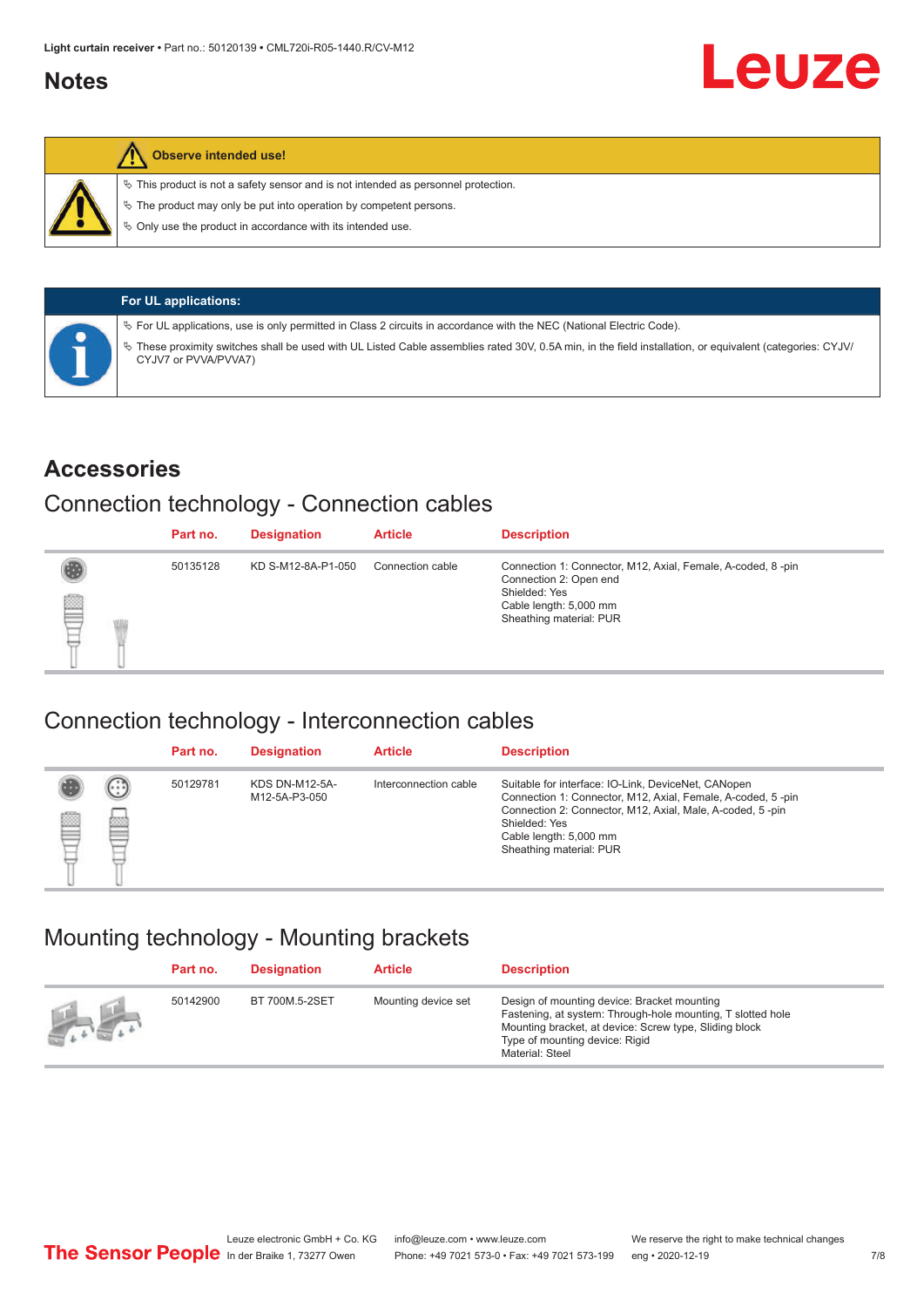## Notes

**Observe intended use!**

- This product is not a safety sensor and is not intended as personnel protection.
- The product may only be put into operation by competent persons.
- Only use the product in accordance with its intended use.

**For UL applications:**

- For UL applications, use is only permitted in Class 2 circuits in accordance with the NEC (National Electric Code).
- These proximity switches shall be used with UL Listed Cable assemblies rated 30V, 0.5A min, in the field installation, or equivalent (categories: CYJV/CYJV7 or PVVA/PVVA7)

# Accessories

## Connection technology - Connection cables

| Part no. | Designation | Article | Description |
|---|---|---|---|
| 50135128 | KD S-M12-8A-P1-050 | Connection cable | Connection 1: Connector, M12, Axial, Female, A-coded, 8 -pin<br>Connection 2: Open end<br>Shielded: Yes<br>Cable length: 5,000 mm<br>Sheathing material: PUR |

## Connection technology - Interconnection cables

| Part no. | Designation | Article | Description |
|---|---|---|---|
| 50129781 | KDS DN-M12-5A-M12-5A-P3-050 | Interconnection cable | Suitable for interface: IO-Link, DeviceNet, CANopen<br>Connection 1: Connector, M12, Axial, Female, A-coded, 5 -pin<br>Connection 2: Connector, M12, Axial, Male, A-coded, 5 -pin<br>Shielded: Yes<br>Cable length: 5,000 mm<br>Sheathing material: PUR |

## Mounting technology - Mounting brackets

| Part no. | Designation | Article | Description |
|---|---|---|---|
| 50142900 | BT 700M.5-2SET | Mounting device set | Design of mounting device: Bracket mounting<br>Fastening, at system: Through-hole mounting, T slotted hole<br>Mounting bracket, at device: Screw type, Sliding block<br>Type of mounting device: Rigid<br>Material: Steel |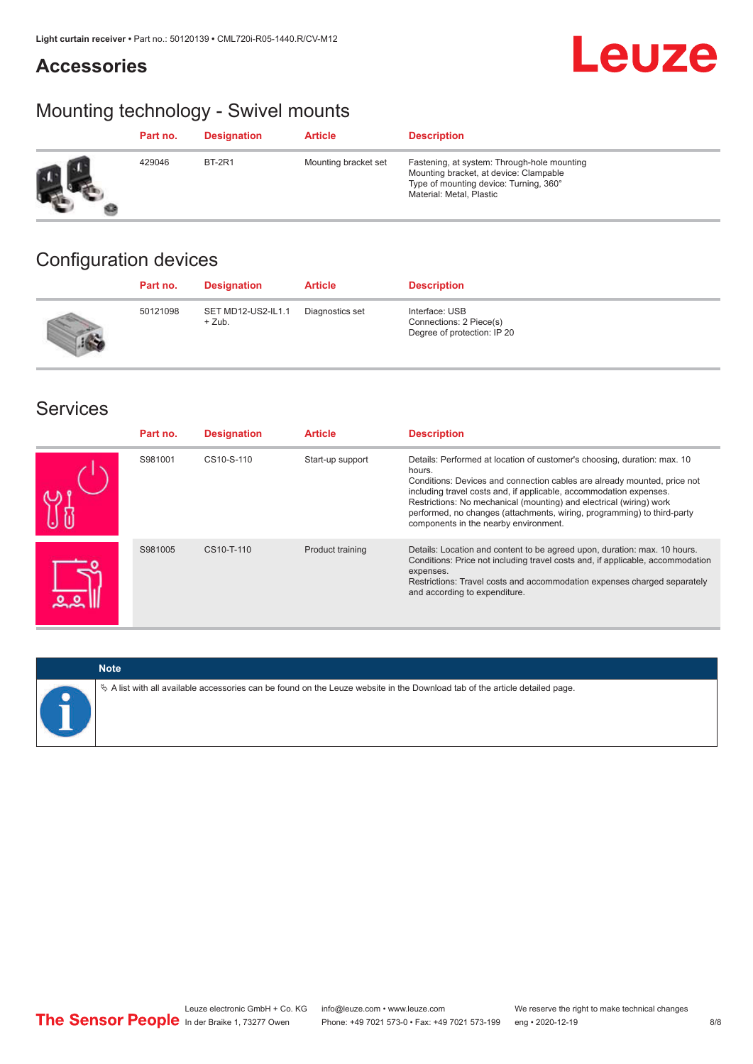## Accessories

### Mounting technology - Swivel mounts

| Part no. | Designation | Article | Description |
|---|---|---|---|
| 429046 | BT-2R1 | Mounting bracket set | Fastening, at system: Through-hole mounting<br>Mounting bracket, at device: Clampable<br>Type of mounting device: Turning, 360°<br>Material: Metal, Plastic |

### Configuration devices

| Part no. | Designation | Article | Description |
|---|---|---|---|
| 50121098 | SET MD12-US2-IL1.1 + Zub. | Diagnostics set | Interface: USB<br>Connections: 2 Piece(s)<br>Degree of protection: IP 20 |

### Services

| Part no. | Designation | Article | Description |
|---|---|---|---|
| S981001 | CS10-S-110 | Start-up support | Details: Performed at location of customer's choosing, duration: max. 10 hours.<br>Conditions: Devices and connection cables are already mounted, price not including travel costs and, if applicable, accommodation expenses.<br>Restrictions: No mechanical (mounting) and electrical (wiring) work performed, no changes (attachments, wiring, programming) to third-party components in the nearby environment. |
| S981005 | CS10-T-110 | Product training | Details: Location and content to be agreed upon, duration: max. 10 hours.<br>Conditions: Price not including travel costs and, if applicable, accommodation expenses.<br>Restrictions: Travel costs and accommodation expenses charged separately and according to expenditure. |

**Note**

↳ A list with all available accessories can be found on the Leuze website in the Download tab of the article detailed page.